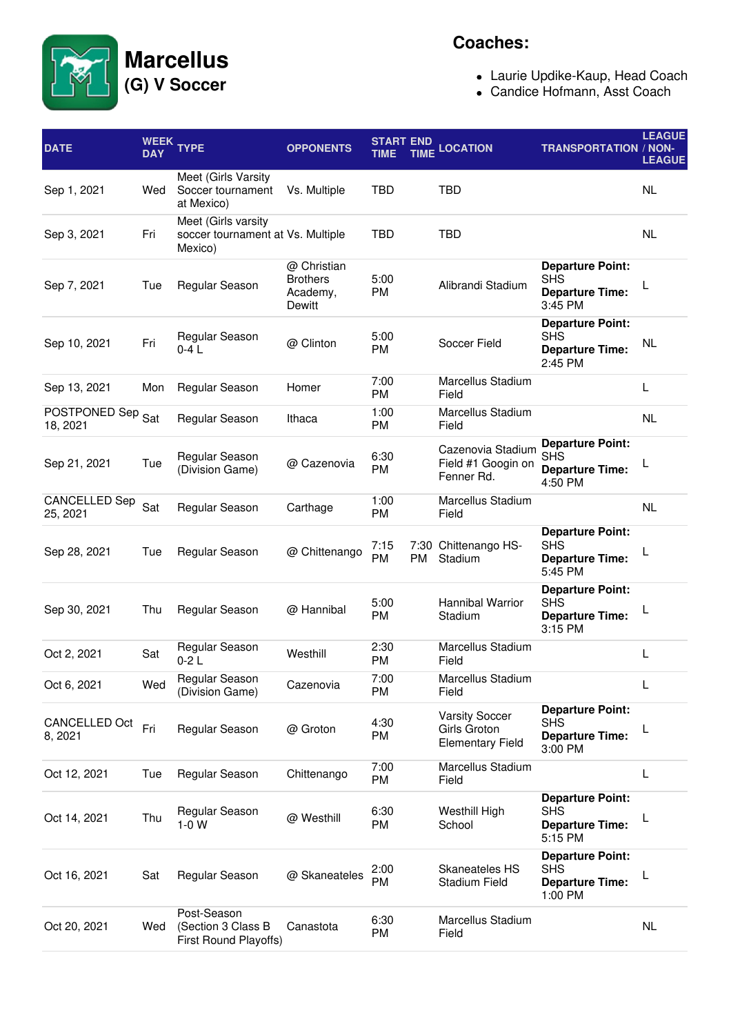# Marcellus

## (G) V Soccer

### Coaches:

- Laurie Updike-Kaup, Head Coach
- Candice Hofmann, Asst Coach

| DATE | WEEK DAY | TYPE | OPPONENTS | START TIME | END TIME | LOCATION | TRANSPORTATION | LEAGUE / NON-LEAGUE |
|---|---|---|---|---|---|---|---|---|
| Sep 1, 2021 | Wed | Meet (Girls Varsity Soccer tournament at Mexico) | Vs. Multiple | TBD | | TBD | | NL |
| Sep 3, 2021 | Fri | Meet (Girls varsity soccer tournament at Mexico) | Vs. Multiple | TBD | | TBD | | NL |
| Sep 7, 2021 | Tue | Regular Season | @ Christian Brothers Academy, Dewitt | 5:00 PM | | Alibrandi Stadium | **Departure Point:** SHS **Departure Time:** 3:45 PM | L |
| Sep 10, 2021 | Fri | Regular Season 0-4 L | @ Clinton | 5:00 PM | | Soccer Field | **Departure Point:** SHS **Departure Time:** 2:45 PM | NL |
| Sep 13, 2021 | Mon | Regular Season | Homer | 7:00 PM | | Marcellus Stadium Field | | L |
| POSTPONED Sep 18, 2021 | Sat | Regular Season | Ithaca | 1:00 PM | | Marcellus Stadium Field | | NL |
| Sep 21, 2021 | Tue | Regular Season (Division Game) | @ Cazenovia | 6:30 PM | | Cazenovia Stadium Field #1 Googin on Fenner Rd. | **Departure Point:** SHS **Departure Time:** 4:50 PM | L |
| CANCELLED Sep 25, 2021 | Sat | Regular Season | Carthage | 1:00 PM | | Marcellus Stadium Field | | NL |
| Sep 28, 2021 | Tue | Regular Season | @ Chittenango | 7:15 PM | 7:30 PM | Chittenango HS-Stadium | **Departure Point:** SHS **Departure Time:** 5:45 PM | L |
| Sep 30, 2021 | Thu | Regular Season | @ Hannibal | 5:00 PM | | Hannibal Warrior Stadium | **Departure Point:** SHS **Departure Time:** 3:15 PM | L |
| Oct 2, 2021 | Sat | Regular Season 0-2 L | Westhill | 2:30 PM | | Marcellus Stadium Field | | L |
| Oct 6, 2021 | Wed | Regular Season (Division Game) | Cazenovia | 7:00 PM | | Marcellus Stadium Field | | L |
| CANCELLED Oct 8, 2021 | Fri | Regular Season | @ Groton | 4:30 PM | | Varsity Soccer Girls Groton Elementary Field | **Departure Point:** SHS **Departure Time:** 3:00 PM | L |
| Oct 12, 2021 | Tue | Regular Season | Chittenango | 7:00 PM | | Marcellus Stadium Field | | L |
| Oct 14, 2021 | Thu | Regular Season 1-0 W | @ Westhill | 6:30 PM | | Westhill High School | **Departure Point:** SHS **Departure Time:** 5:15 PM | L |
| Oct 16, 2021 | Sat | Regular Season | @ Skaneateles | 2:00 PM | | Skaneateles HS Stadium Field | **Departure Point:** SHS **Departure Time:** 1:00 PM | L |
| Oct 20, 2021 | Wed | Post-Season (Section 3 Class B First Round Playoffs) | Canastota | 6:30 PM | | Marcellus Stadium Field | | NL |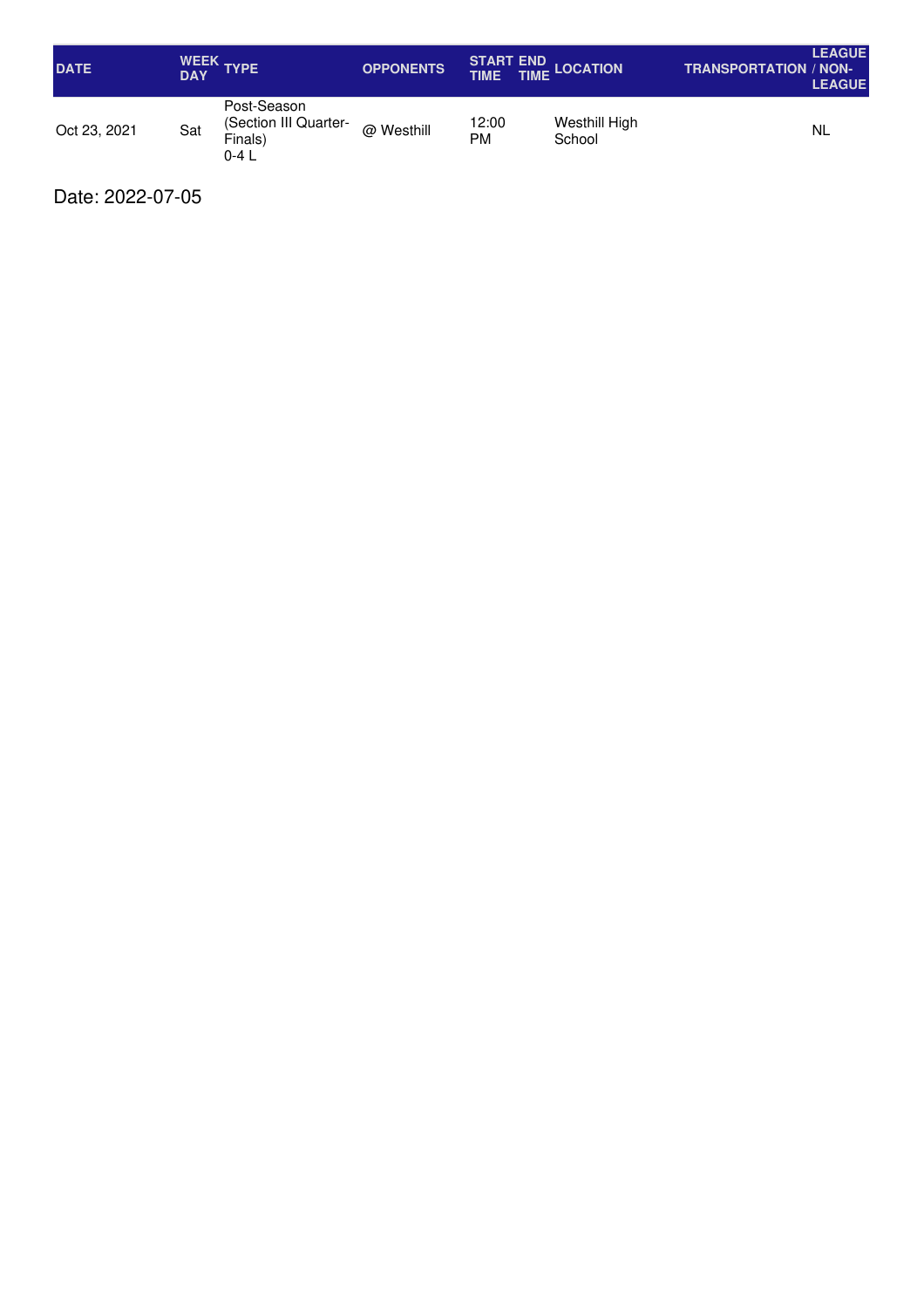| DATE | WEEK DAY | TYPE | OPPONENTS | START TIME | END TIME | LOCATION | TRANSPORTATION | LEAGUE / NON-LEAGUE |
|---|---|---|---|---|---|---|---|---|
| Oct 23, 2021 | Sat | Post-Season (Section III Quarter-Finals) 0-4 L | @ Westhill | 12:00 PM | | Westhill High School | | NL |

Date: 2022-07-05